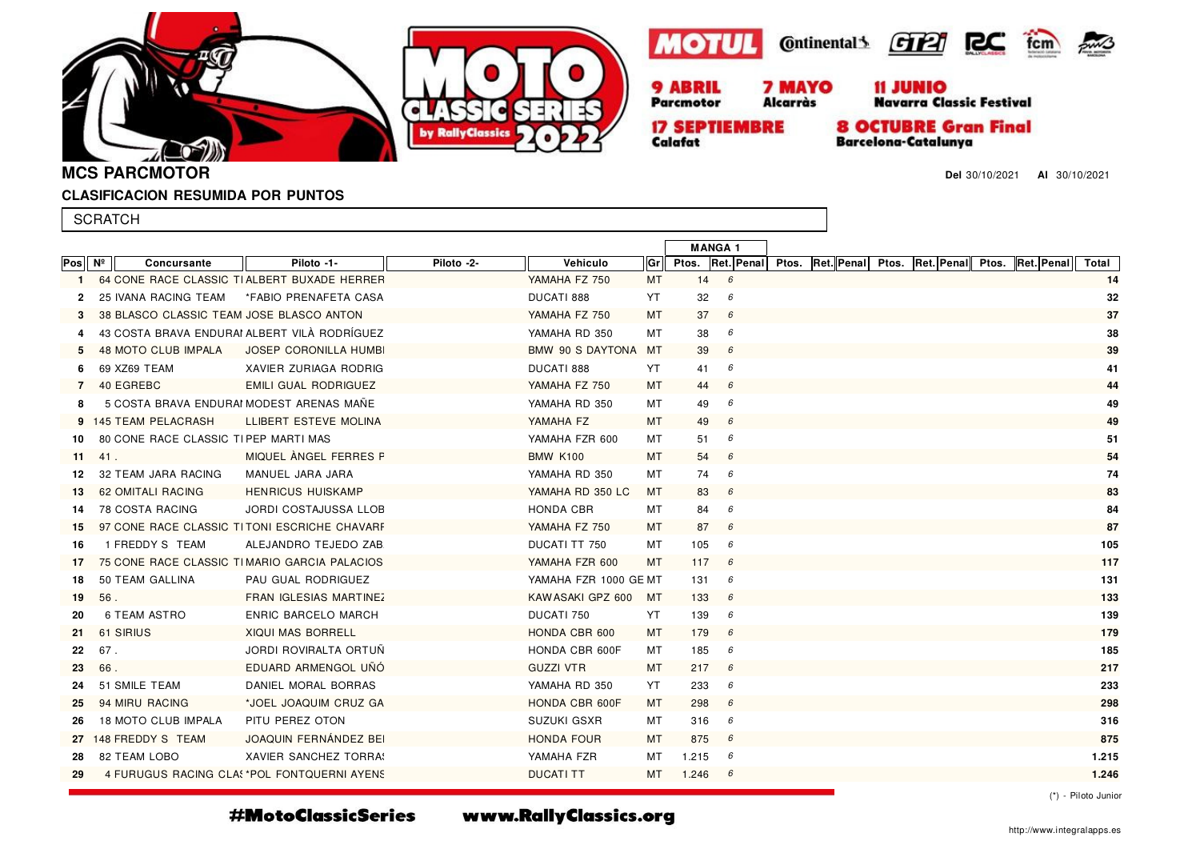9 ABRIL Parcmotor | 7 MAYO Alcarràs | 11 JUNIO Navarra Classic Festival | 17 SEPTIEMBRE Calafat | 8 OCTUBRE Gran Final Barcelona-Catalunya

# MCS PARCMOTOR

**Del** 30/10/2021 **Al** 30/10/2021

## CLASIFICACION RESUMIDA POR PUNTOS

SCRATCH

| | | | | | | | MANGA 1 | | | | | | | | | | | | | |
|---|---|---|---|---|---|---|---|---|---|---|---|---|---|---|---|---|---|---|---|---|
| Pos | Nº | Concursante | Piloto -1- | Piloto -2- | Vehiculo | Gr | Ptos. | Ret. | Penal | Ptos. | Ret. | Penal | Ptos. | Ret. | Penal | Ptos. | Ret. | Penal | Total |
| 1 | 64 | CONE RACE CLASSIC TI | ALBERT BUXADE HERRER | | YAMAHA FZ 750 | MT | 14 | 6 | | | | | | | | | | | 14 |
| 2 | 25 | IVANA RACING TEAM | *FABIO PRENAFETA CASA | | DUCATI 888 | YT | 32 | 6 | | | | | | | | | | | 32 |
| 3 | 38 | BLASCO CLASSIC TEAM | JOSE BLASCO ANTON | | YAMAHA FZ 750 | MT | 37 | 6 | | | | | | | | | | | 37 |
| 4 | 43 | COSTA BRAVA ENDURAI | ALBERT VILÀ RODRÍGUEZ | | YAMAHA RD 350 | MT | 38 | 6 | | | | | | | | | | | 38 |
| 5 | 48 | MOTO CLUB IMPALA | JOSEP CORONILLA HUMBI | | BMW 90 S DAYTONA | MT | 39 | 6 | | | | | | | | | | | 39 |
| 6 | 69 | XZ69 TEAM | XAVIER ZURIAGA RODRIG | | DUCATI 888 | YT | 41 | 6 | | | | | | | | | | | 41 |
| 7 | 40 | EGREBC | EMILI GUAL RODRIGUEZ | | YAMAHA FZ 750 | MT | 44 | 6 | | | | | | | | | | | 44 |
| 8 | 5 | COSTA BRAVA ENDURAI | MODEST ARENAS MAÑE | | YAMAHA RD 350 | MT | 49 | 6 | | | | | | | | | | | 49 |
| 9 | 145 | TEAM PELACRASH | LLIBERT ESTEVE MOLINA | | YAMAHA FZ | MT | 49 | 6 | | | | | | | | | | | 49 |
| 10 | 80 | CONE RACE CLASSIC TI | PEP MARTI MAS | | YAMAHA FZR 600 | MT | 51 | 6 | | | | | | | | | | | 51 |
| 11 | 41 | . | MIQUEL ÀNGEL FERRES F | | BMW K100 | MT | 54 | 6 | | | | | | | | | | | 54 |
| 12 | 32 | TEAM JARA RACING | MANUEL JARA JARA | | YAMAHA RD 350 | MT | 74 | 6 | | | | | | | | | | | 74 |
| 13 | 62 | OMITALI RACING | HENRICUS HUISKAMP | | YAMAHA RD 350 LC | MT | 83 | 6 | | | | | | | | | | | 83 |
| 14 | 78 | COSTA RACING | JORDI COSTAJUSSA LLOB | | HONDA CBR | MT | 84 | 6 | | | | | | | | | | | 84 |
| 15 | 97 | CONE RACE CLASSIC TI | TONI ESCRICHE CHAVARF | | YAMAHA FZ 750 | MT | 87 | 6 | | | | | | | | | | | 87 |
| 16 | 1 | FREDDY S TEAM | ALEJANDRO TEJEDO ZAB | | DUCATI TT 750 | MT | 105 | 6 | | | | | | | | | | | 105 |
| 17 | 75 | CONE RACE CLASSIC TI | MARIO GARCIA PALACIOS | | YAMAHA FZR 600 | MT | 117 | 6 | | | | | | | | | | | 117 |
| 18 | 50 | TEAM GALLINA | PAU GUAL RODRIGUEZ | | YAMAHA FZR 1000 GE | MT | 131 | 6 | | | | | | | | | | | 131 |
| 19 | 56 | . | FRAN IGLESIAS MARTINEZ | | KAWASAKI GPZ 600 | MT | 133 | 6 | | | | | | | | | | | 133 |
| 20 | 6 | TEAM ASTRO | ENRIC BARCELO MARCH | | DUCATI 750 | YT | 139 | 6 | | | | | | | | | | | 139 |
| 21 | 61 | SIRIUS | XIQUI MAS BORRELL | | HONDA CBR 600 | MT | 179 | 6 | | | | | | | | | | | 179 |
| 22 | 67 | . | JORDI ROVIRALTA ORTUÑ | | HONDA CBR 600F | MT | 185 | 6 | | | | | | | | | | | 185 |
| 23 | 66 | . | EDUARD ARMENGOL UÑÓ | | GUZZI VTR | MT | 217 | 6 | | | | | | | | | | | 217 |
| 24 | 51 | SMILE TEAM | DANIEL MORAL BORRAS | | YAMAHA RD 350 | YT | 233 | 6 | | | | | | | | | | | 233 |
| 25 | 94 | MIRU RACING | *JOEL JOAQUIM CRUZ GA | | HONDA CBR 600F | MT | 298 | 6 | | | | | | | | | | | 298 |
| 26 | 18 | MOTO CLUB IMPALA | PITU PEREZ OTON | | SUZUKI GSXR | MT | 316 | 6 | | | | | | | | | | | 316 |
| 27 | 148 | FREDDY S TEAM | JOAQUIN FERNÁNDEZ BEI | | HONDA FOUR | MT | 875 | 6 | | | | | | | | | | | 875 |
| 28 | 82 | TEAM LOBO | XAVIER SANCHEZ TORRAS | | YAMAHA FZR | MT | 1.215 | 6 | | | | | | | | | | | 1.215 |
| 29 | 4 | FURUGUS RACING CLAS | *POL FONTQUERNI AYENS | | DUCATI TT | MT | 1.246 | 6 | | | | | | | | | | | 1.246 |

(*) - Piloto Junior

#MotoClassicSeries www.RallyClassics.org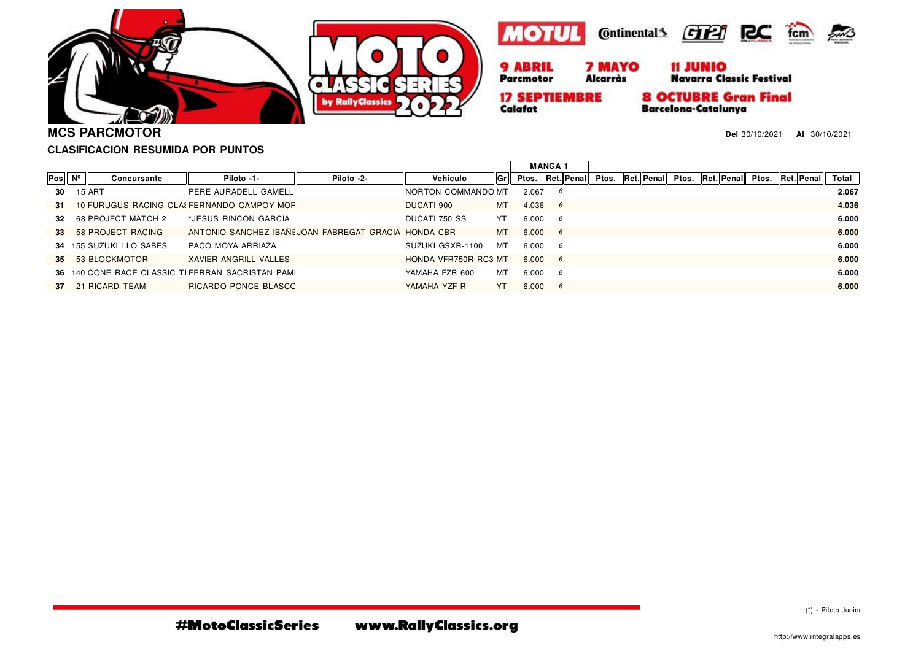MOTUL Continental GT2i RC fcm

**9 ABRIL** Parcmotor **7 MAYO** Alcarràs **11 JUNIO** Navarra Classic Festival
**17 SEPTIEMBRE** Calafat **8 OCTUBRE Gran Final** Barcelona-Catalunya

## MCS PARCMOTOR

**Del** 30/10/2021 **Al** 30/10/2021

### CLASIFICACION RESUMIDA POR PUNTOS

| Pos | Nº | Concursante | Piloto -1- | Piloto -2- | Vehiculo | Gr | MANGA 1 Ptos. | Ret. | Penal | Ptos. | Ret. | Penal | Ptos. | Ret. | Penal | Ptos. | Ret. | Penal | Total |
|---|---|---|---|---|---|---|---|---|---|---|---|---|---|---|---|---|---|---|---|
| 30 | 15 | ART | PERE AURADELL GAMELL | | NORTON COMMANDO | MT | 2.067 | 6 | | | | | | | | | | | 2.067 |
| 31 | 10 | FURUGUS RACING CLAS | FERNANDO CAMPOY MOF | | DUCATI 900 | MT | 4.036 | 6 | | | | | | | | | | | 4.036 |
| 32 | 68 | PROJECT MATCH 2 | *JESUS RINCON GARCIA | | DUCATI 750 SS | YT | 6.000 | 6 | | | | | | | | | | | 6.000 |
| 33 | 58 | PROJECT RACING | ANTONIO SANCHEZ IBAÑE | JOAN FABREGAT GRACIA | HONDA CBR | MT | 6.000 | 6 | | | | | | | | | | | 6.000 |
| 34 | 155 | SUZUKI I LO SABES | PACO MOYA ARRIAZA | | SUZUKI GSXR-1100 | MT | 6.000 | 6 | | | | | | | | | | | 6.000 |
| 35 | 53 | BLOCKMOTOR | XAVIER ANGRILL VALLES | | HONDA VFR750R RC3 | MT | 6.000 | 6 | | | | | | | | | | | 6.000 |
| 36 | 140 | CONE RACE CLASSIC TI | FERRAN SACRISTAN PAM | | YAMAHA FZR 600 | MT | 6.000 | 6 | | | | | | | | | | | 6.000 |
| 37 | 21 | RICARD TEAM | RICARDO PONCE BLASCO | | YAMAHA YZF-R | YT | 6.000 | 6 | | | | | | | | | | | 6.000 |

(*) - Piloto Junior

#MotoClassicSeries www.RallyClassics.org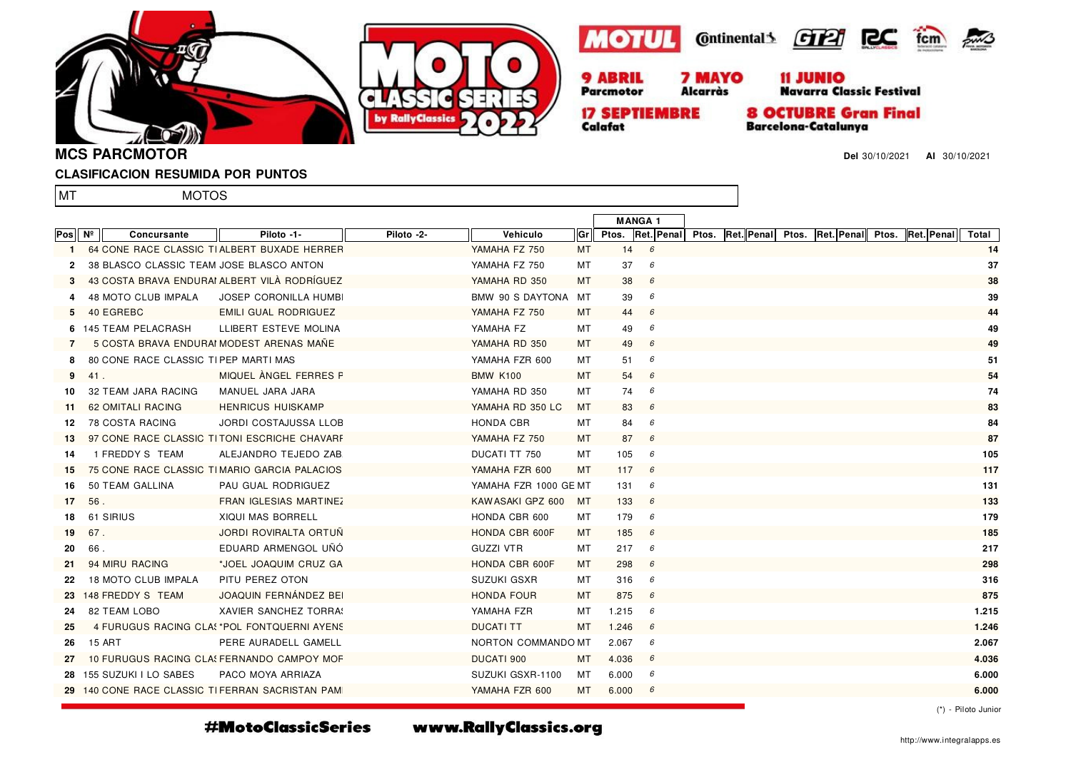MOTUL · Continental · GT2i · RC · fcm

**9 ABRIL** Parcmotor · **7 MAYO** Alcarràs · **11 JUNIO** Navarra Classic Festival · **17 SEPTIEMBRE** Calafat · **8 OCTUBRE Gran Final** Barcelona-Catalunya

## MCS PARCMOTOR

**Del** 30/10/2021 **Al** 30/10/2021

### CLASIFICACION RESUMIDA POR PUNTOS

MT MOTOS

| Pos | Nº | Concursante | Piloto -1- | Piloto -2- | Vehiculo | Gr | MANGA 1 Ptos. | Ret. | Penal | Ptos. | Ret. | Penal | Ptos. | Ret. | Penal | Ptos. | Ret. | Penal | Total |
|---|---|---|---|---|---|---|---|---|---|---|---|---|---|---|---|---|---|---|---|
| 1 | 64 | CONE RACE CLASSIC TI | ALBERT BUXADE HERRER | | YAMAHA FZ 750 | MT | 14 | 6 | | | | | | | | | | | 14 |
| 2 | 38 | BLASCO CLASSIC TEAM | JOSE BLASCO ANTON | | YAMAHA FZ 750 | MT | 37 | 6 | | | | | | | | | | | 37 |
| 3 | 43 | COSTA BRAVA ENDURAI | ALBERT VILÀ RODRÍGUEZ | | YAMAHA RD 350 | MT | 38 | 6 | | | | | | | | | | | 38 |
| 4 | 48 | MOTO CLUB IMPALA | JOSEP CORONILLA HUMBI | | BMW 90 S DAYTONA | MT | 39 | 6 | | | | | | | | | | | 39 |
| 5 | 40 | EGREBC | EMILI GUAL RODRIGUEZ | | YAMAHA FZ 750 | MT | 44 | 6 | | | | | | | | | | | 44 |
| 6 | 145 | TEAM PELACRASH | LLIBERT ESTEVE MOLINA | | YAMAHA FZ | MT | 49 | 6 | | | | | | | | | | | 49 |
| 7 | 5 | COSTA BRAVA ENDURAI | MODEST ARENAS MAÑE | | YAMAHA RD 350 | MT | 49 | 6 | | | | | | | | | | | 49 |
| 8 | 80 | CONE RACE CLASSIC TI | PEP MARTI MAS | | YAMAHA FZR 600 | MT | 51 | 6 | | | | | | | | | | | 51 |
| 9 | 41 | . | MIQUEL ÀNGEL FERRES F | | BMW K100 | MT | 54 | 6 | | | | | | | | | | | 54 |
| 10 | 32 | TEAM JARA RACING | MANUEL JARA JARA | | YAMAHA RD 350 | MT | 74 | 6 | | | | | | | | | | | 74 |
| 11 | 62 | OMITALI RACING | HENRICUS HUISKAMP | | YAMAHA RD 350 LC | MT | 83 | 6 | | | | | | | | | | | 83 |
| 12 | 78 | COSTA RACING | JORDI COSTAJUSSA LLOB | | HONDA CBR | MT | 84 | 6 | | | | | | | | | | | 84 |
| 13 | 97 | CONE RACE CLASSIC TI | TONI ESCRICHE CHAVARF | | YAMAHA FZ 750 | MT | 87 | 6 | | | | | | | | | | | 87 |
| 14 | 1 | FREDDY S TEAM | ALEJANDRO TEJEDO ZAB | | DUCATI TT 750 | MT | 105 | 6 | | | | | | | | | | | 105 |
| 15 | 75 | CONE RACE CLASSIC TI | MARIO GARCIA PALACIOS | | YAMAHA FZR 600 | MT | 117 | 6 | | | | | | | | | | | 117 |
| 16 | 50 | TEAM GALLINA | PAU GUAL RODRIGUEZ | | YAMAHA FZR 1000 GE | MT | 131 | 6 | | | | | | | | | | | 131 |
| 17 | 56 | . | FRAN IGLESIAS MARTINEZ | | KAWASAKI GPZ 600 | MT | 133 | 6 | | | | | | | | | | | 133 |
| 18 | 61 | SIRIUS | XIQUI MAS BORRELL | | HONDA CBR 600 | MT | 179 | 6 | | | | | | | | | | | 179 |
| 19 | 67 | . | JORDI ROVIRALTA ORTUÑ | | HONDA CBR 600F | MT | 185 | 6 | | | | | | | | | | | 185 |
| 20 | 66 | . | EDUARD ARMENGOL UÑÓ | | GUZZI VTR | MT | 217 | 6 | | | | | | | | | | | 217 |
| 21 | 94 | MIRU RACING | *JOEL JOAQUIM CRUZ GA | | HONDA CBR 600F | MT | 298 | 6 | | | | | | | | | | | 298 |
| 22 | 18 | MOTO CLUB IMPALA | PITU PEREZ OTON | | SUZUKI GSXR | MT | 316 | 6 | | | | | | | | | | | 316 |
| 23 | 148 | FREDDY S TEAM | JOAQUIN FERNÁNDEZ BEI | | HONDA FOUR | MT | 875 | 6 | | | | | | | | | | | 875 |
| 24 | 82 | TEAM LOBO | XAVIER SANCHEZ TORRA: | | YAMAHA FZR | MT | 1.215 | 6 | | | | | | | | | | | 1.215 |
| 25 | 4 | FURUGUS RACING CLA: | *POL FONTQUERNI AYENS | | DUCATI TT | MT | 1.246 | 6 | | | | | | | | | | | 1.246 |
| 26 | 15 | ART | PERE AURADELL GAMELL | | NORTON COMMANDO | MT | 2.067 | 6 | | | | | | | | | | | 2.067 |
| 27 | 10 | FURUGUS RACING CLA: | FERNANDO CAMPOY MOF | | DUCATI 900 | MT | 4.036 | 6 | | | | | | | | | | | 4.036 |
| 28 | 155 | SUZUKI I LO SABES | PACO MOYA ARRIAZA | | SUZUKI GSXR-1100 | MT | 6.000 | 6 | | | | | | | | | | | 6.000 |
| 29 | 140 | CONE RACE CLASSIC TI | FERRAN SACRISTAN PAM | | YAMAHA FZR 600 | MT | 6.000 | 6 | | | | | | | | | | | 6.000 |

(*) - Piloto Junior

#MotoClassicSeries www.RallyClassics.org

http://www.integralapps.es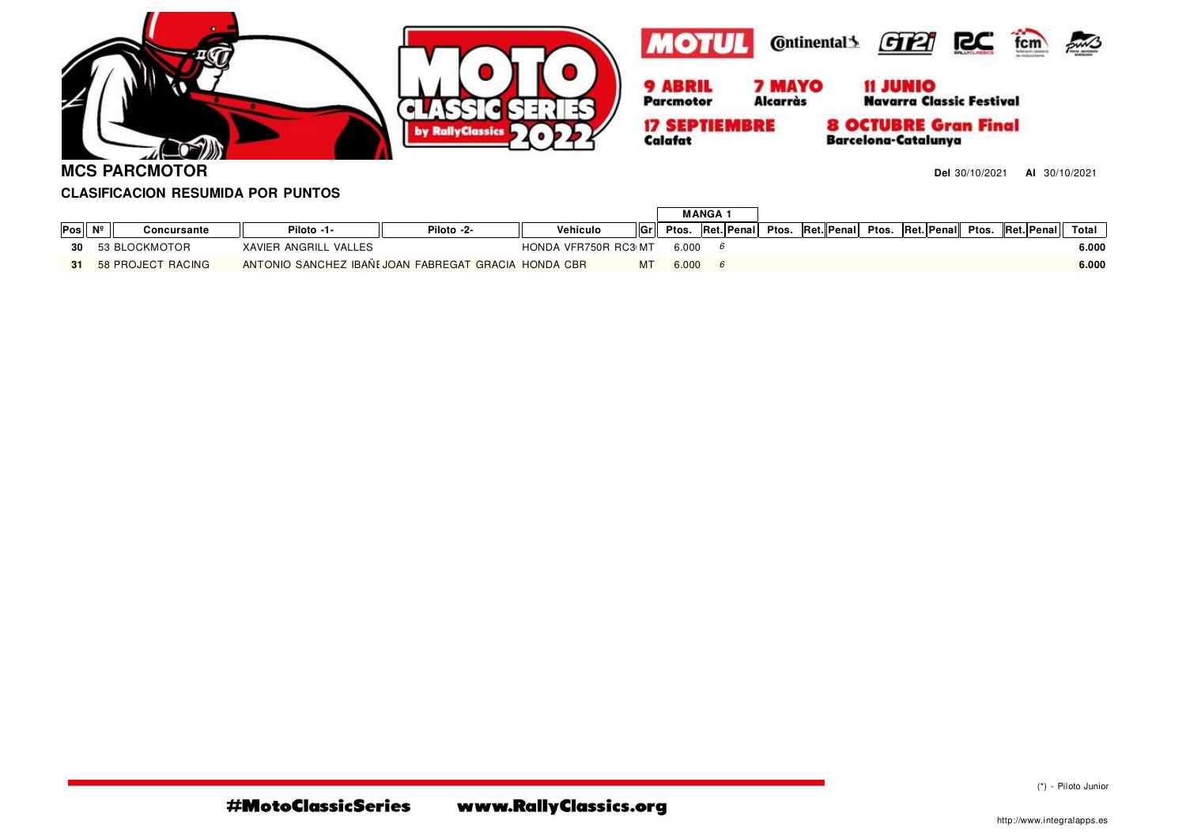**MCS PARCMOTOR**

**CLASIFICACION RESUMIDA POR PUNTOS**

**Del** 30/10/2021 **Al** 30/10/2021

| Pos | Nº | Concursante | Piloto -1- | Piloto -2- | Vehiculo | Gr | MANGA 1 Ptos. | Ret. | Penal | Ptos. | Ret. | Penal | Ptos. | Ret. | Penal | Ptos. | Ret. | Penal | Total |
|---|---|---|---|---|---|---|---|---|---|---|---|---|---|---|---|---|---|---|---|
| 30 | 53 | BLOCKMOTOR | XAVIER ANGRILL VALLES | | HONDA VFR750R RC3 | MT | 6.000 | *6* | | | | | | | | | | | **6.000** |
| 31 | 58 | PROJECT RACING | ANTONIO SANCHEZ IBAÑE | JOAN FABREGAT GRACIA | HONDA CBR | MT | 6.000 | *6* | | | | | | | | | | | **6.000** |

#MotoClassicSeries www.RallyClassics.org

(*) - Piloto Junior

http://www.integralapps.es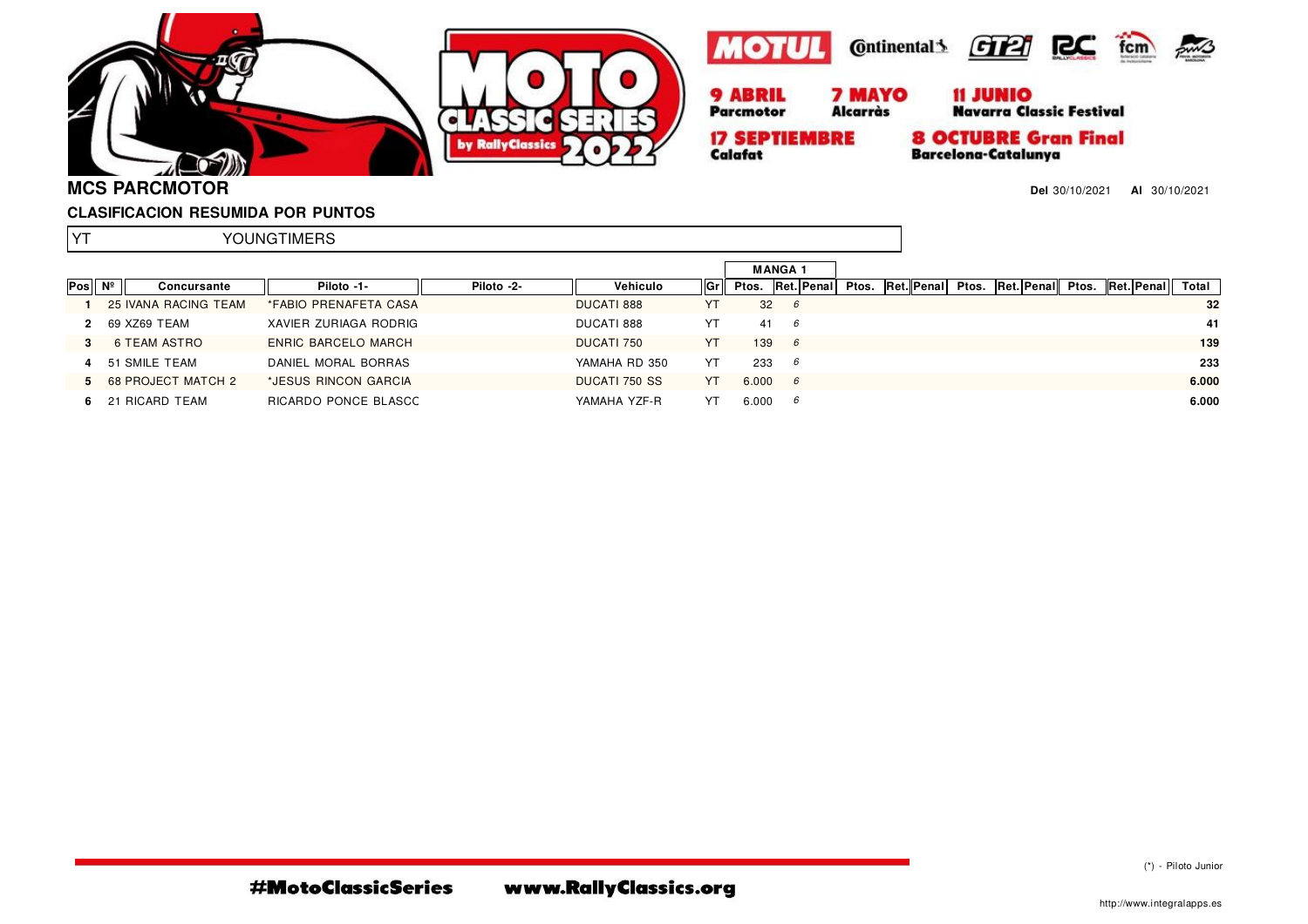9 ABRIL
Parcmotor

7 MAYO
Alcarràs

11 JUNIO
Navarra Classic Festival

17 SEPTIEMBRE
Calafat

8 OCTUBRE Gran Final
Barcelona-Catalunya

## MCS PARCMOTOR

**Del** 30/10/2021 **Al** 30/10/2021

### CLASIFICACION RESUMIDA POR PUNTOS

YT YOUNGTIMERS

| Pos | Nº | Concursante | Piloto -1- | Piloto -2- | Vehiculo | Gr | MANGA 1 Ptos. | Ret. | Penal | Ptos. | Ret. | Penal | Ptos. | Ret. | Penal | Ptos. | Ret. | Penal | Total |
|---|---|---|---|---|---|---|---|---|---|---|---|---|---|---|---|---|---|---|---|
| 1 | 25 | IVANA RACING TEAM | *FABIO PRENAFETA CASA | | DUCATI 888 | YT | 32 | 6 | | | | | | | | | | | 32 |
| 2 | 69 | XZ69 TEAM | XAVIER ZURIAGA RODRIG | | DUCATI 888 | YT | 41 | 6 | | | | | | | | | | | 41 |
| 3 | 6 | TEAM ASTRO | ENRIC BARCELO MARCH | | DUCATI 750 | YT | 139 | 6 | | | | | | | | | | | 139 |
| 4 | 51 | SMILE TEAM | DANIEL MORAL BORRAS | | YAMAHA RD 350 | YT | 233 | 6 | | | | | | | | | | | 233 |
| 5 | 68 | PROJECT MATCH 2 | *JESUS RINCON GARCIA | | DUCATI 750 SS | YT | 6.000 | 6 | | | | | | | | | | | 6.000 |
| 6 | 21 | RICARD TEAM | RICARDO PONCE BLASCC | | YAMAHA YZF-R | YT | 6.000 | 6 | | | | | | | | | | | 6.000 |

(*) - Piloto Junior

#MotoClassicSeries www.RallyClassics.org

http://www.integralapps.es